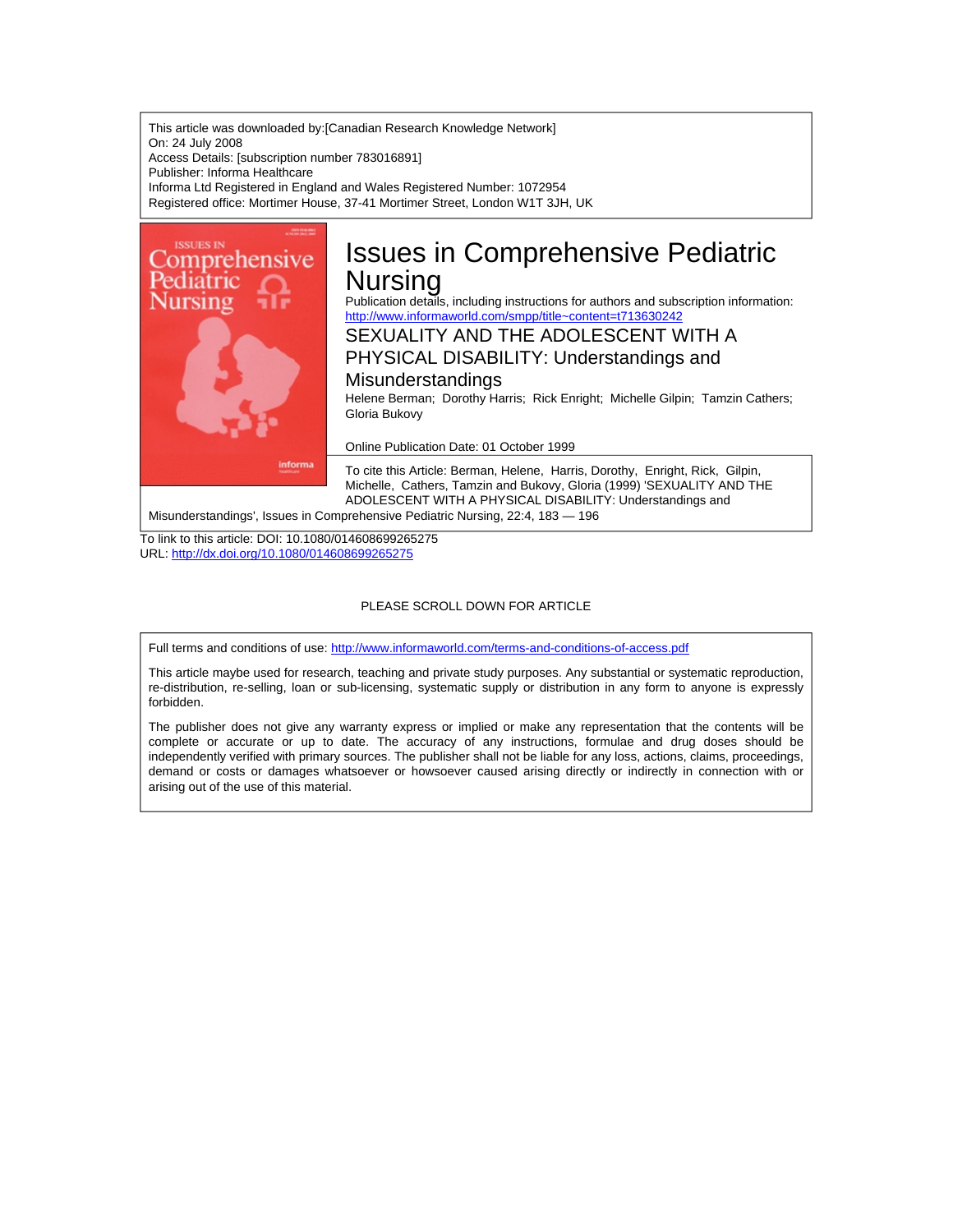This article was downloaded by:[Canadian Research Knowledge Network]
On: 24 July 2008
Access Details: [subscription number 783016891]
Publisher: Informa Healthcare
Informa Ltd Registered in England and Wales Registered Number: 1072954
Registered office: Mortimer House, 37-41 Mortimer Street, London W1T 3JH, UK

# Issues in Comprehensive Pediatric Nursing

Publication details, including instructions for authors and subscription information:
http://www.informaworld.com/smpp/title~content=t713630242

## SEXUALITY AND THE ADOLESCENT WITH A PHYSICAL DISABILITY: Understandings and Misunderstandings

Helene Berman; Dorothy Harris; Rick Enright; Michelle Gilpin; Tamzin Cathers; Gloria Bukovy

Online Publication Date: 01 October 1999

To cite this Article: Berman, Helene, Harris, Dorothy, Enright, Rick, Gilpin, Michelle, Cathers, Tamzin and Bukovy, Gloria (1999) 'SEXUALITY AND THE ADOLESCENT WITH A PHYSICAL DISABILITY: Understandings and Misunderstandings', Issues in Comprehensive Pediatric Nursing, 22:4, 183 — 196

To link to this article: DOI: 10.1080/014608699265275
URL: http://dx.doi.org/10.1080/014608699265275

PLEASE SCROLL DOWN FOR ARTICLE

Full terms and conditions of use: http://www.informaworld.com/terms-and-conditions-of-access.pdf

This article maybe used for research, teaching and private study purposes. Any substantial or systematic reproduction, re-distribution, re-selling, loan or sub-licensing, systematic supply or distribution in any form to anyone is expressly forbidden.

The publisher does not give any warranty express or implied or make any representation that the contents will be complete or accurate or up to date. The accuracy of any instructions, formulae and drug doses should be independently verified with primary sources. The publisher shall not be liable for any loss, actions, claims, proceedings, demand or costs or damages whatsoever or howsoever caused arising directly or indirectly in connection with or arising out of the use of this material.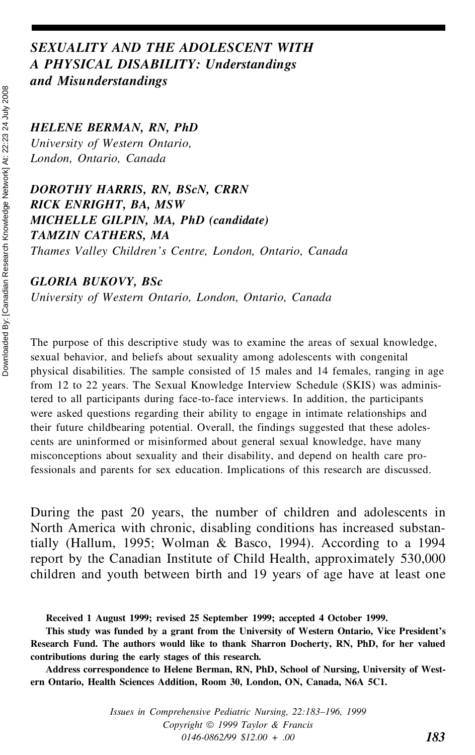# *SEXUALITY AND THE ADOLESCENT WITH A PHYSICAL DISABILITY: Understandings and Misunderstandings*

***HELENE BERMAN, RN, PhD***
*University of Western Ontario, London, Ontario, Canada*

***DOROTHY HARRIS, RN, BScN, CRRN***
***RICK ENRIGHT, BA, MSW***
***MICHELLE GILPIN, MA, PhD (candidate)***
***TAMZIN CATHERS, MA***
*Thames Valley Children's Centre, London, Ontario, Canada*

***GLORIA BUKOVY, BSc***
*University of Western Ontario, London, Ontario, Canada*

The purpose of this descriptive study was to examine the areas of sexual knowledge, sexual behavior, and beliefs about sexuality among adolescents with congenital physical disabilities. The sample consisted of 15 males and 14 females, ranging in age from 12 to 22 years. The Sexual Knowledge Interview Schedule (SKIS) was administered to all participants during face-to-face interviews. In addition, the participants were asked questions regarding their ability to engage in intimate relationships and their future childbearing potential. Overall, the findings suggested that these adolescents are uninformed or misinformed about general sexual knowledge, have many misconceptions about sexuality and their disability, and depend on health care professionals and parents for sex education. Implications of this research are discussed.

During the past 20 years, the number of children and adolescents in North America with chronic, disabling conditions has increased substantially (Hallum, 1995; Wolman & Basco, 1994). According to a 1994 report by the Canadian Institute of Child Health, approximately 530,000 children and youth between birth and 19 years of age have at least one

**Received 1 August 1999; revised 25 September 1999; accepted 4 October 1999.**

**This study was funded by a grant from the University of Western Ontario, Vice President's Research Fund. The authors would like to thank Sharron Docherty, RN, PhD, for her valued contributions during the early stages of this research.**

**Address correspondence to Helene Berman, RN, PhD, School of Nursing, University of Western Ontario, Health Sciences Addition, Room 30, London, ON, Canada, N6A 5C1.**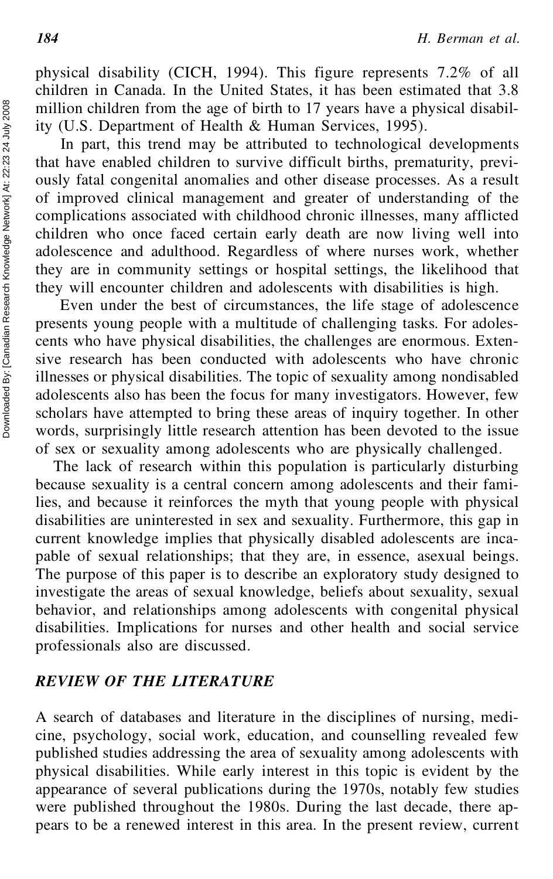physical disability (CICH, 1994). This figure represents 7.2% of all children in Canada. In the United States, it has been estimated that 3.8 million children from the age of birth to 17 years have a physical disability (U.S. Department of Health & Human Services, 1995).

In part, this trend may be attributed to technological developments that have enabled children to survive difficult births, prematurity, previously fatal congenital anomalies and other disease processes. As a result of improved clinical management and greater of understanding of the complications associated with childhood chronic illnesses, many afflicted children who once faced certain early death are now living well into adolescence and adulthood. Regardless of where nurses work, whether they are in community settings or hospital settings, the likelihood that they will encounter children and adolescents with disabilities is high.

Even under the best of circumstances, the life stage of adolescence presents young people with a multitude of challenging tasks. For adolescents who have physical disabilities, the challenges are enormous. Extensive research has been conducted with adolescents who have chronic illnesses or physical disabilities. The topic of sexuality among nondisabled adolescents also has been the focus for many investigators. However, few scholars have attempted to bring these areas of inquiry together. In other words, surprisingly little research attention has been devoted to the issue of sex or sexuality among adolescents who are physically challenged.

The lack of research within this population is particularly disturbing because sexuality is a central concern among adolescents and their families, and because it reinforces the myth that young people with physical disabilities are uninterested in sex and sexuality. Furthermore, this gap in current knowledge implies that physically disabled adolescents are incapable of sexual relationships; that they are, in essence, asexual beings. The purpose of this paper is to describe an exploratory study designed to investigate the areas of sexual knowledge, beliefs about sexuality, sexual behavior, and relationships among adolescents with congenital physical disabilities. Implications for nurses and other health and social service professionals also are discussed.

## REVIEW OF THE LITERATURE

A search of databases and literature in the disciplines of nursing, medicine, psychology, social work, education, and counselling revealed few published studies addressing the area of sexuality among adolescents with physical disabilities. While early interest in this topic is evident by the appearance of several publications during the 1970s, notably few studies were published throughout the 1980s. During the last decade, there appears to be a renewed interest in this area. In the present review, current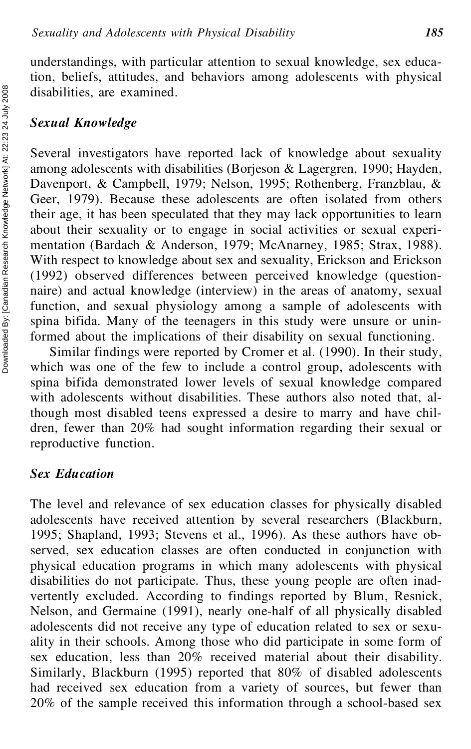understandings, with particular attention to sexual knowledge, sex education, beliefs, attitudes, and behaviors among adolescents with physical disabilities, are examined.

### *Sexual Knowledge*

Several investigators have reported lack of knowledge about sexuality among adolescents with disabilities (Borjeson & Lagergren, 1990; Hayden, Davenport, & Campbell, 1979; Nelson, 1995; Rothenberg, Franzblau, & Geer, 1979). Because these adolescents are often isolated from others their age, it has been speculated that they may lack opportunities to learn about their sexuality or to engage in social activities or sexual experimentation (Bardach & Anderson, 1979; McAnarney, 1985; Strax, 1988). With respect to knowledge about sex and sexuality, Erickson and Erickson (1992) observed differences between perceived knowledge (questionnaire) and actual knowledge (interview) in the areas of anatomy, sexual function, and sexual physiology among a sample of adolescents with spina bifida. Many of the teenagers in this study were unsure or uninformed about the implications of their disability on sexual functioning.

Similar findings were reported by Cromer et al. (1990). In their study, which was one of the few to include a control group, adolescents with spina bifida demonstrated lower levels of sexual knowledge compared with adolescents without disabilities. These authors also noted that, although most disabled teens expressed a desire to marry and have children, fewer than 20% had sought information regarding their sexual or reproductive function.

### *Sex Education*

The level and relevance of sex education classes for physically disabled adolescents have received attention by several researchers (Blackburn, 1995; Shapland, 1993; Stevens et al., 1996). As these authors have observed, sex education classes are often conducted in conjunction with physical education programs in which many adolescents with physical disabilities do not participate. Thus, these young people are often inadvertently excluded. According to findings reported by Blum, Resnick, Nelson, and Germaine (1991), nearly one-half of all physically disabled adolescents did not receive any type of education related to sex or sexuality in their schools. Among those who did participate in some form of sex education, less than 20% received material about their disability. Similarly, Blackburn (1995) reported that 80% of disabled adolescents had received sex education from a variety of sources, but fewer than 20% of the sample received this information through a school-based sex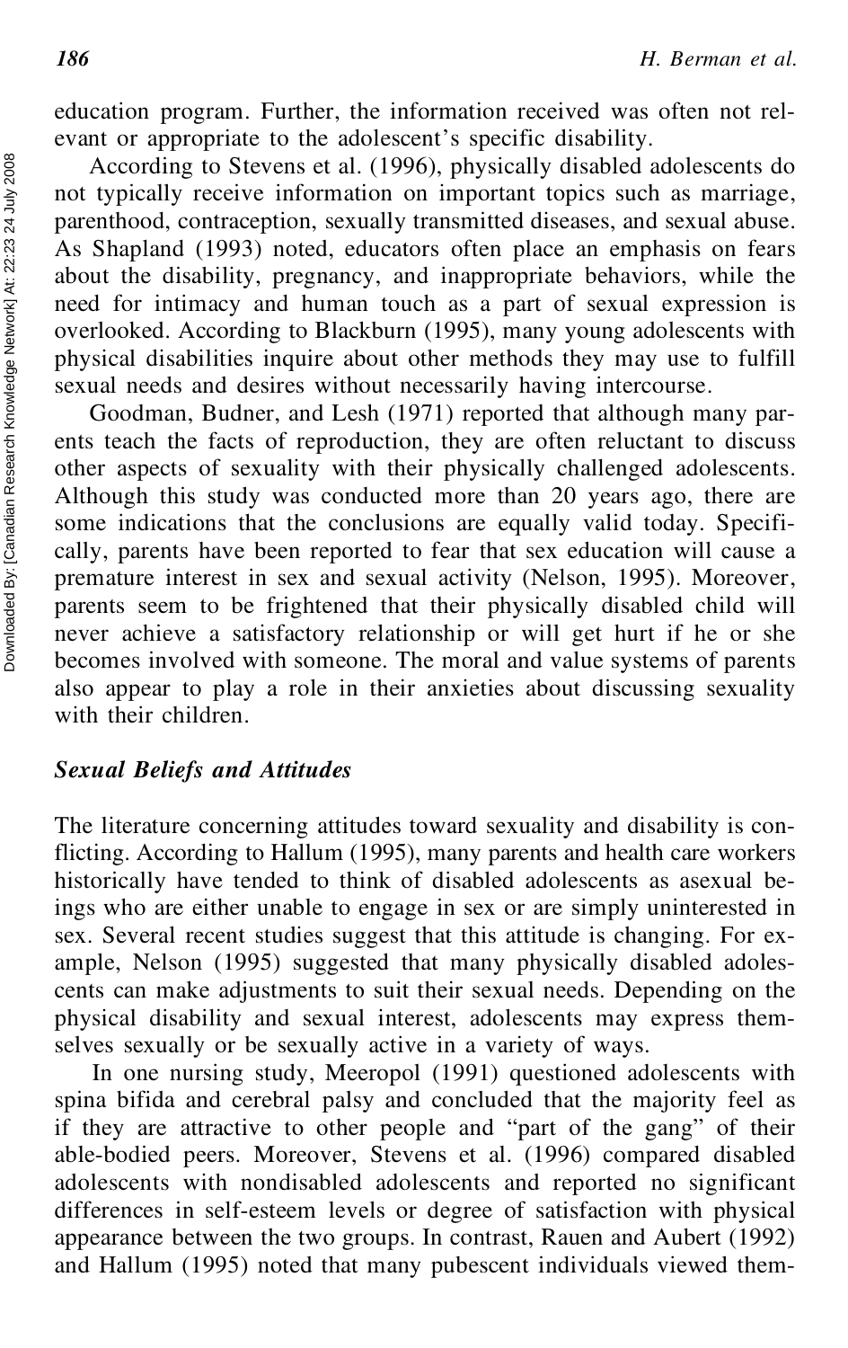education program. Further, the information received was often not relevant or appropriate to the adolescent's specific disability.

According to Stevens et al. (1996), physically disabled adolescents do not typically receive information on important topics such as marriage, parenthood, contraception, sexually transmitted diseases, and sexual abuse. As Shapland (1993) noted, educators often place an emphasis on fears about the disability, pregnancy, and inappropriate behaviors, while the need for intimacy and human touch as a part of sexual expression is overlooked. According to Blackburn (1995), many young adolescents with physical disabilities inquire about other methods they may use to fulfill sexual needs and desires without necessarily having intercourse.

Goodman, Budner, and Lesh (1971) reported that although many parents teach the facts of reproduction, they are often reluctant to discuss other aspects of sexuality with their physically challenged adolescents. Although this study was conducted more than 20 years ago, there are some indications that the conclusions are equally valid today. Specifically, parents have been reported to fear that sex education will cause a premature interest in sex and sexual activity (Nelson, 1995). Moreover, parents seem to be frightened that their physically disabled child will never achieve a satisfactory relationship or will get hurt if he or she becomes involved with someone. The moral and value systems of parents also appear to play a role in their anxieties about discussing sexuality with their children.

### *Sexual Beliefs and Attitudes*

The literature concerning attitudes toward sexuality and disability is conflicting. According to Hallum (1995), many parents and health care workers historically have tended to think of disabled adolescents as asexual beings who are either unable to engage in sex or are simply uninterested in sex. Several recent studies suggest that this attitude is changing. For example, Nelson (1995) suggested that many physically disabled adolescents can make adjustments to suit their sexual needs. Depending on the physical disability and sexual interest, adolescents may express themselves sexually or be sexually active in a variety of ways.

In one nursing study, Meeropol (1991) questioned adolescents with spina bifida and cerebral palsy and concluded that the majority feel as if they are attractive to other people and "part of the gang" of their able-bodied peers. Moreover, Stevens et al. (1996) compared disabled adolescents with nondisabled adolescents and reported no significant differences in self-esteem levels or degree of satisfaction with physical appearance between the two groups. In contrast, Rauen and Aubert (1992) and Hallum (1995) noted that many pubescent individuals viewed them-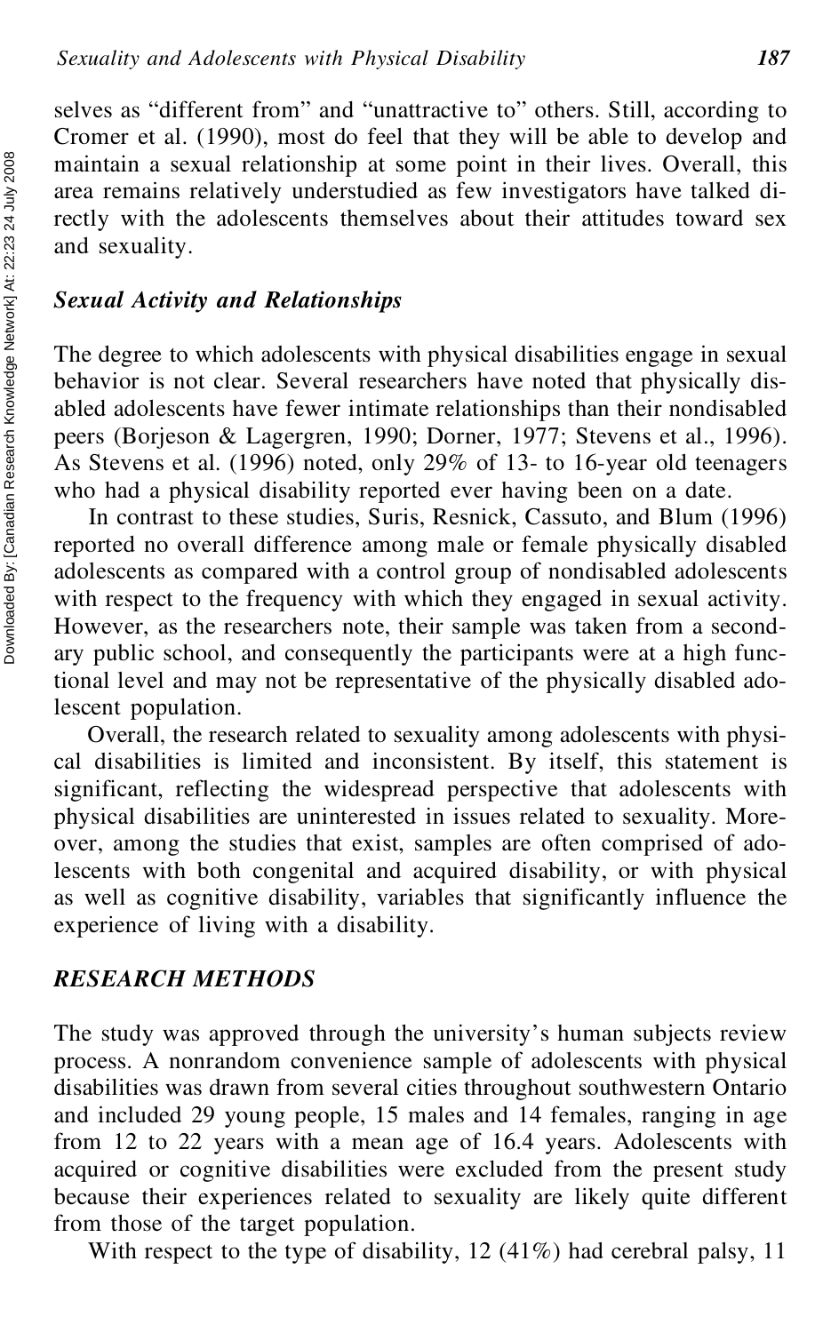selves as "different from" and "unattractive to" others. Still, according to Cromer et al. (1990), most do feel that they will be able to develop and maintain a sexual relationship at some point in their lives. Overall, this area remains relatively understudied as few investigators have talked directly with the adolescents themselves about their attitudes toward sex and sexuality.

### *Sexual Activity and Relationships*

The degree to which adolescents with physical disabilities engage in sexual behavior is not clear. Several researchers have noted that physically disabled adolescents have fewer intimate relationships than their nondisabled peers (Borjeson & Lagergren, 1990; Dorner, 1977; Stevens et al., 1996). As Stevens et al. (1996) noted, only 29% of 13- to 16-year old teenagers who had a physical disability reported ever having been on a date.

In contrast to these studies, Suris, Resnick, Cassuto, and Blum (1996) reported no overall difference among male or female physically disabled adolescents as compared with a control group of nondisabled adolescents with respect to the frequency with which they engaged in sexual activity. However, as the researchers note, their sample was taken from a secondary public school, and consequently the participants were at a high functional level and may not be representative of the physically disabled adolescent population.

Overall, the research related to sexuality among adolescents with physical disabilities is limited and inconsistent. By itself, this statement is significant, reflecting the widespread perspective that adolescents with physical disabilities are uninterested in issues related to sexuality. Moreover, among the studies that exist, samples are often comprised of adolescents with both congenital and acquired disability, or with physical as well as cognitive disability, variables that significantly influence the experience of living with a disability.

## *RESEARCH METHODS*

The study was approved through the university's human subjects review process. A nonrandom convenience sample of adolescents with physical disabilities was drawn from several cities throughout southwestern Ontario and included 29 young people, 15 males and 14 females, ranging in age from 12 to 22 years with a mean age of 16.4 years. Adolescents with acquired or cognitive disabilities were excluded from the present study because their experiences related to sexuality are likely quite different from those of the target population.

With respect to the type of disability, 12 (41%) had cerebral palsy, 11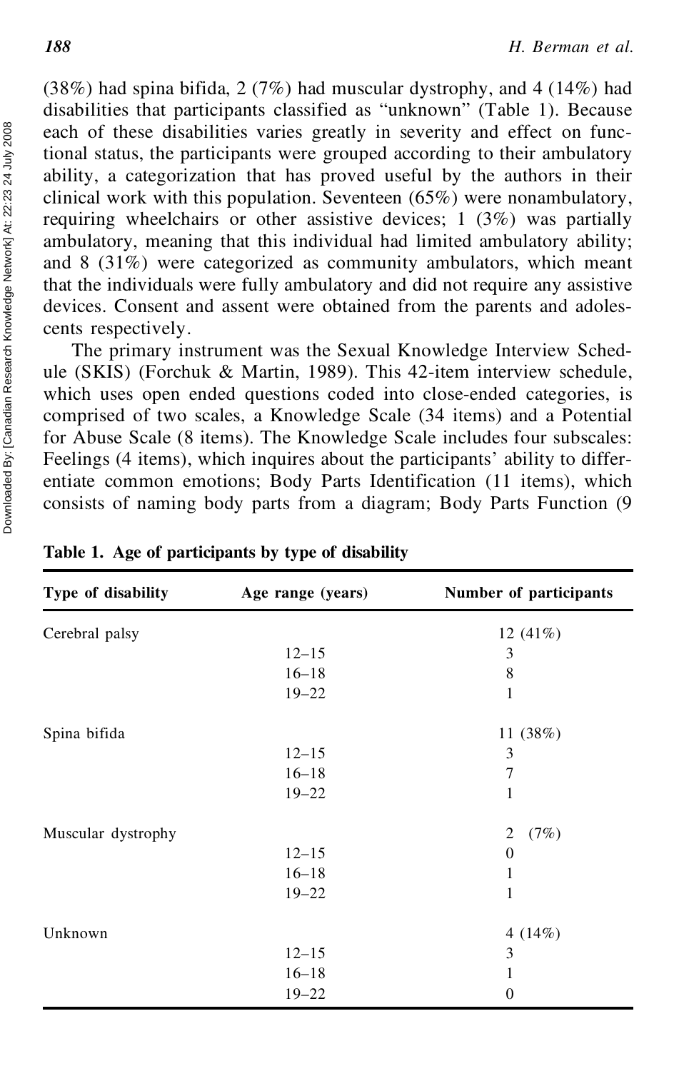(38%) had spina bifida, 2 (7%) had muscular dystrophy, and 4 (14%) had disabilities that participants classified as "unknown" (Table 1). Because each of these disabilities varies greatly in severity and effect on functional status, the participants were grouped according to their ambulatory ability, a categorization that has proved useful by the authors in their clinical work with this population. Seventeen (65%) were nonambulatory, requiring wheelchairs or other assistive devices; 1 (3%) was partially ambulatory, meaning that this individual had limited ambulatory ability; and 8 (31%) were categorized as community ambulators, which meant that the individuals were fully ambulatory and did not require any assistive devices. Consent and assent were obtained from the parents and adolescents respectively.

The primary instrument was the Sexual Knowledge Interview Schedule (SKIS) (Forchuk & Martin, 1989). This 42-item interview schedule, which uses open ended questions coded into close-ended categories, is comprised of two scales, a Knowledge Scale (34 items) and a Potential for Abuse Scale (8 items). The Knowledge Scale includes four subscales: Feelings (4 items), which inquires about the participants' ability to differentiate common emotions; Body Parts Identification (11 items), which consists of naming body parts from a diagram; Body Parts Function (9

**Table 1. Age of participants by type of disability**

| Type of disability | Age range (years) | Number of participants |
|---|---|---|
| Cerebral palsy | | 12 (41%) |
| | 12–15 | 3 |
| | 16–18 | 8 |
| | 19–22 | 1 |
| Spina bifida | | 11 (38%) |
| | 12–15 | 3 |
| | 16–18 | 7 |
| | 19–22 | 1 |
| Muscular dystrophy | | 2 (7%) |
| | 12–15 | 0 |
| | 16–18 | 1 |
| | 19–22 | 1 |
| Unknown | | 4 (14%) |
| | 12–15 | 3 |
| | 16–18 | 1 |
| | 19–22 | 0 |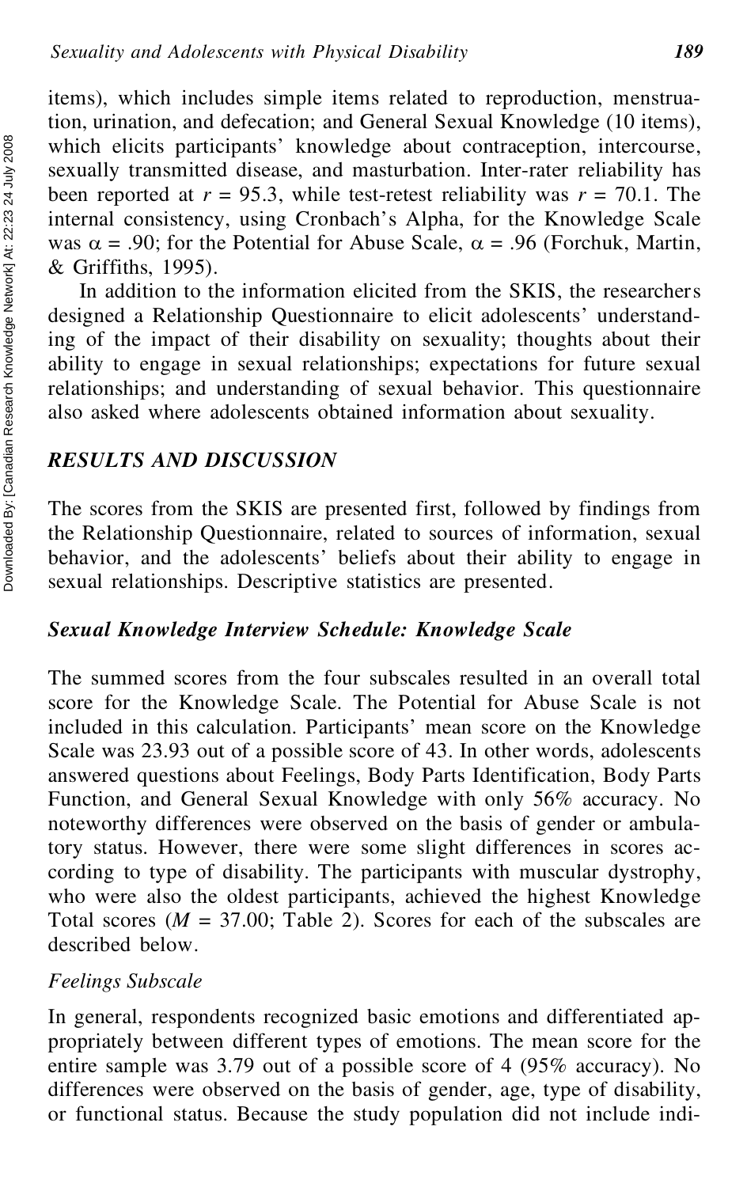items), which includes simple items related to reproduction, menstruation, urination, and defecation; and General Sexual Knowledge (10 items), which elicits participants' knowledge about contraception, intercourse, sexually transmitted disease, and masturbation. Inter-rater reliability has been reported at $r = 95.3$, while test-retest reliability was $r = 70.1$. The internal consistency, using Cronbach's Alpha, for the Knowledge Scale was $\alpha = .90$; for the Potential for Abuse Scale, $\alpha = .96$ (Forchuk, Martin, & Griffiths, 1995).

In addition to the information elicited from the SKIS, the researchers designed a Relationship Questionnaire to elicit adolescents' understanding of the impact of their disability on sexuality; thoughts about their ability to engage in sexual relationships; expectations for future sexual relationships; and understanding of sexual behavior. This questionnaire also asked where adolescents obtained information about sexuality.

## *RESULTS AND DISCUSSION*

The scores from the SKIS are presented first, followed by findings from the Relationship Questionnaire, related to sources of information, sexual behavior, and the adolescents' beliefs about their ability to engage in sexual relationships. Descriptive statistics are presented.

### *Sexual Knowledge Interview Schedule: Knowledge Scale*

The summed scores from the four subscales resulted in an overall total score for the Knowledge Scale. The Potential for Abuse Scale is not included in this calculation. Participants' mean score on the Knowledge Scale was 23.93 out of a possible score of 43. In other words, adolescents answered questions about Feelings, Body Parts Identification, Body Parts Function, and General Sexual Knowledge with only 56% accuracy. No noteworthy differences were observed on the basis of gender or ambulatory status. However, there were some slight differences in scores according to type of disability. The participants with muscular dystrophy, who were also the oldest participants, achieved the highest Knowledge Total scores ($M = 37.00$; Table 2). Scores for each of the subscales are described below.

#### *Feelings Subscale*

In general, respondents recognized basic emotions and differentiated appropriately between different types of emotions. The mean score for the entire sample was 3.79 out of a possible score of 4 (95% accuracy). No differences were observed on the basis of gender, age, type of disability, or functional status. Because the study population did not include indi-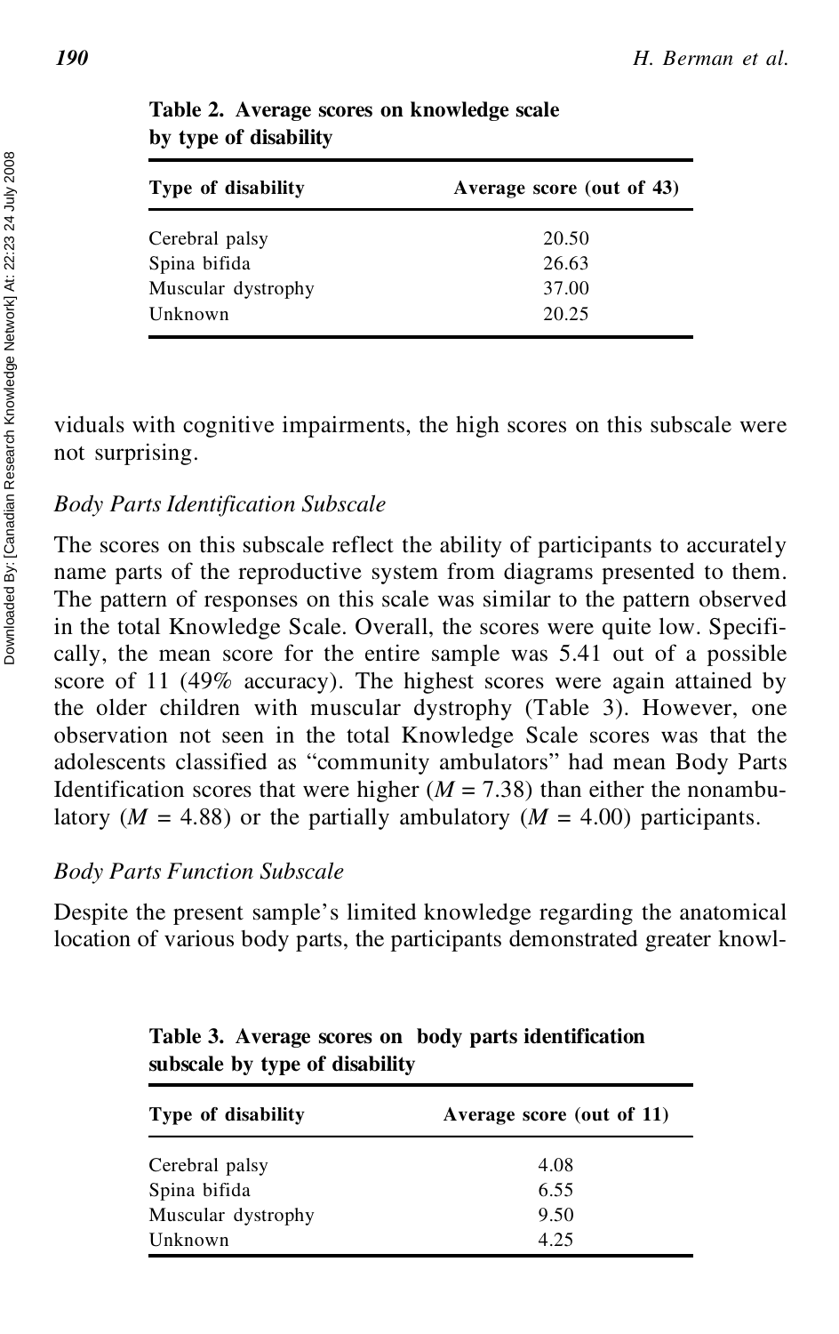**Table 2. Average scores on knowledge scale by type of disability**

| Type of disability | Average score (out of 43) |
|---|---|
| Cerebral palsy | 20.50 |
| Spina bifida | 26.63 |
| Muscular dystrophy | 37.00 |
| Unknown | 20.25 |

viduals with cognitive impairments, the high scores on this subscale were not surprising.

### *Body Parts Identification Subscale*

The scores on this subscale reflect the ability of participants to accurately name parts of the reproductive system from diagrams presented to them. The pattern of responses on this scale was similar to the pattern observed in the total Knowledge Scale. Overall, the scores were quite low. Specifically, the mean score for the entire sample was 5.41 out of a possible score of 11 (49% accuracy). The highest scores were again attained by the older children with muscular dystrophy (Table 3). However, one observation not seen in the total Knowledge Scale scores was that the adolescents classified as "community ambulators" had mean Body Parts Identification scores that were higher ($M = 7.38$) than either the nonambulatory ($M = 4.88$) or the partially ambulatory ($M = 4.00$) participants.

### *Body Parts Function Subscale*

Despite the present sample's limited knowledge regarding the anatomical location of various body parts, the participants demonstrated greater knowl-

**Table 3. Average scores on body parts identification subscale by type of disability**

| Type of disability | Average score (out of 11) |
|---|---|
| Cerebral palsy | 4.08 |
| Spina bifida | 6.55 |
| Muscular dystrophy | 9.50 |
| Unknown | 4.25 |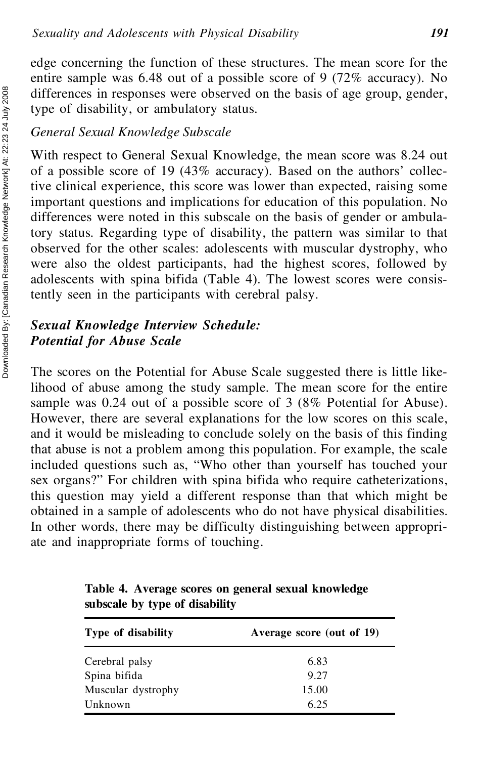edge concerning the function of these structures. The mean score for the entire sample was 6.48 out of a possible score of 9 (72% accuracy). No differences in responses were observed on the basis of age group, gender, type of disability, or ambulatory status.

*General Sexual Knowledge Subscale*

With respect to General Sexual Knowledge, the mean score was 8.24 out of a possible score of 19 (43% accuracy). Based on the authors' collective clinical experience, this score was lower than expected, raising some important questions and implications for education of this population. No differences were noted in this subscale on the basis of gender or ambulatory status. Regarding type of disability, the pattern was similar to that observed for the other scales: adolescents with muscular dystrophy, who were also the oldest participants, had the highest scores, followed by adolescents with spina bifida (Table 4). The lowest scores were consistently seen in the participants with cerebral palsy.

### *Sexual Knowledge Interview Schedule: Potential for Abuse Scale*

The scores on the Potential for Abuse Scale suggested there is little likelihood of abuse among the study sample. The mean score for the entire sample was 0.24 out of a possible score of 3 (8% Potential for Abuse). However, there are several explanations for the low scores on this scale, and it would be misleading to conclude solely on the basis of this finding that abuse is not a problem among this population. For example, the scale included questions such as, "Who other than yourself has touched your sex organs?" For children with spina bifida who require catheterizations, this question may yield a different response than that which might be obtained in a sample of adolescents who do not have physical disabilities. In other words, there may be difficulty distinguishing between appropriate and inappropriate forms of touching.

**Table 4. Average scores on general sexual knowledge subscale by type of disability**

| Type of disability | Average score (out of 19) |
|---|---|
| Cerebral palsy | 6.83 |
| Spina bifida | 9.27 |
| Muscular dystrophy | 15.00 |
| Unknown | 6.25 |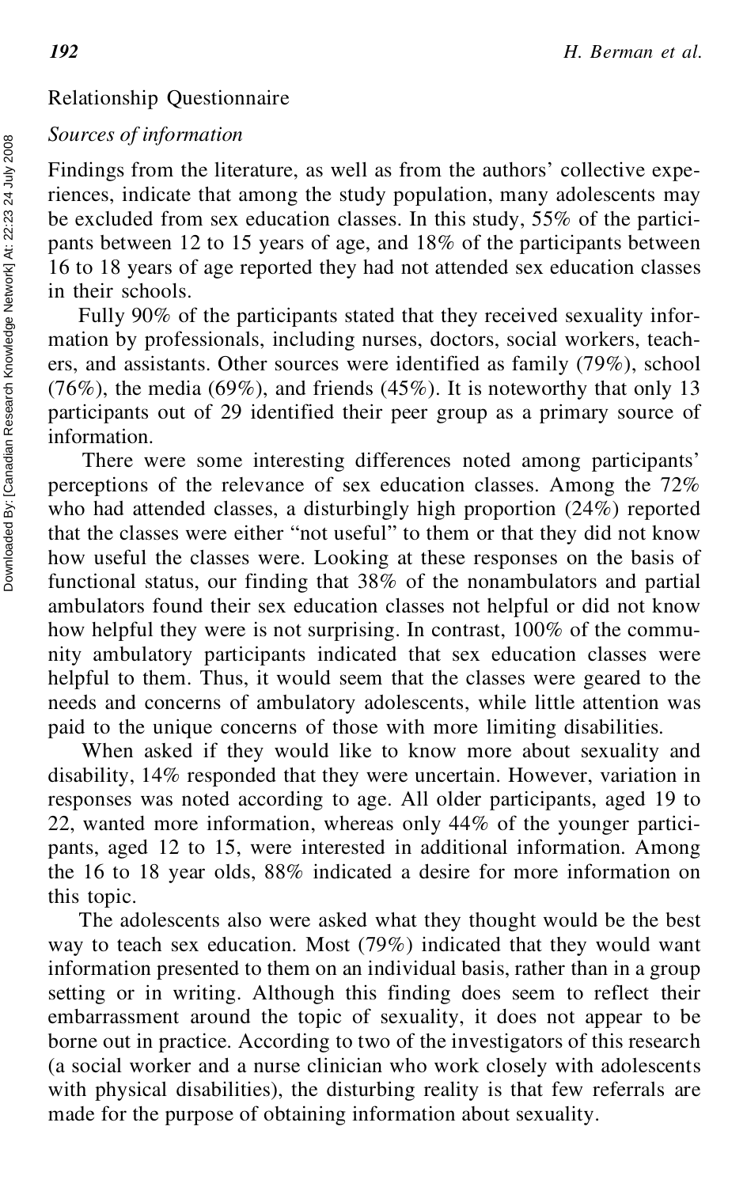Relationship Questionnaire

*Sources of information*

Findings from the literature, as well as from the authors' collective experiences, indicate that among the study population, many adolescents may be excluded from sex education classes. In this study, 55% of the participants between 12 to 15 years of age, and 18% of the participants between 16 to 18 years of age reported they had not attended sex education classes in their schools.

Fully 90% of the participants stated that they received sexuality information by professionals, including nurses, doctors, social workers, teachers, and assistants. Other sources were identified as family (79%), school (76%), the media (69%), and friends (45%). It is noteworthy that only 13 participants out of 29 identified their peer group as a primary source of information.

There were some interesting differences noted among participants' perceptions of the relevance of sex education classes. Among the 72% who had attended classes, a disturbingly high proportion (24%) reported that the classes were either "not useful" to them or that they did not know how useful the classes were. Looking at these responses on the basis of functional status, our finding that 38% of the nonambulators and partial ambulators found their sex education classes not helpful or did not know how helpful they were is not surprising. In contrast, 100% of the community ambulatory participants indicated that sex education classes were helpful to them. Thus, it would seem that the classes were geared to the needs and concerns of ambulatory adolescents, while little attention was paid to the unique concerns of those with more limiting disabilities.

When asked if they would like to know more about sexuality and disability, 14% responded that they were uncertain. However, variation in responses was noted according to age. All older participants, aged 19 to 22, wanted more information, whereas only 44% of the younger participants, aged 12 to 15, were interested in additional information. Among the 16 to 18 year olds, 88% indicated a desire for more information on this topic.

The adolescents also were asked what they thought would be the best way to teach sex education. Most (79%) indicated that they would want information presented to them on an individual basis, rather than in a group setting or in writing. Although this finding does seem to reflect their embarrassment around the topic of sexuality, it does not appear to be borne out in practice. According to two of the investigators of this research (a social worker and a nurse clinician who work closely with adolescents with physical disabilities), the disturbing reality is that few referrals are made for the purpose of obtaining information about sexuality.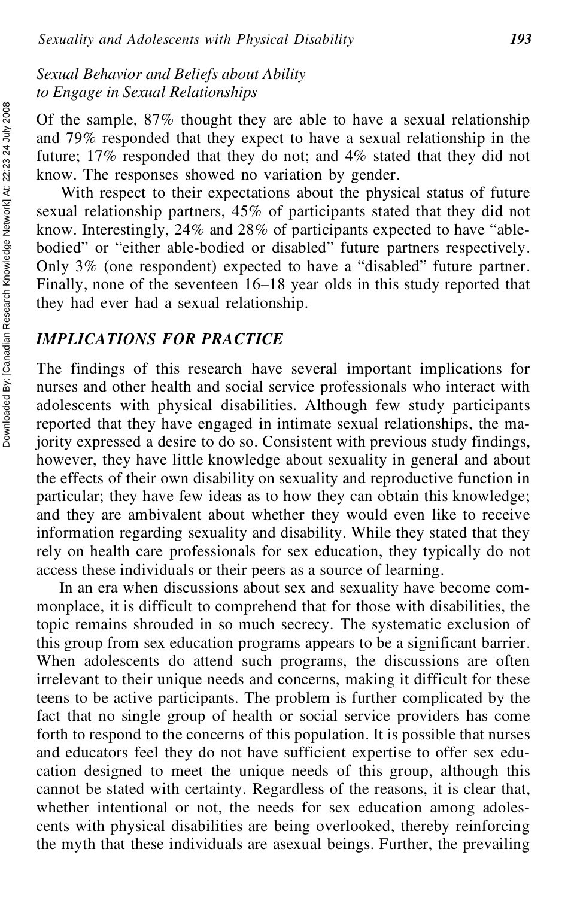*Sexual Behavior and Beliefs about Ability to Engage in Sexual Relationships*

Of the sample, 87% thought they are able to have a sexual relationship and 79% responded that they expect to have a sexual relationship in the future; 17% responded that they do not; and 4% stated that they did not know. The responses showed no variation by gender.

With respect to their expectations about the physical status of future sexual relationship partners, 45% of participants stated that they did not know. Interestingly, 24% and 28% of participants expected to have "able-bodied" or "either able-bodied or disabled" future partners respectively. Only 3% (one respondent) expected to have a "disabled" future partner. Finally, none of the seventeen 16–18 year olds in this study reported that they had ever had a sexual relationship.

## *IMPLICATIONS FOR PRACTICE*

The findings of this research have several important implications for nurses and other health and social service professionals who interact with adolescents with physical disabilities. Although few study participants reported that they have engaged in intimate sexual relationships, the majority expressed a desire to do so. Consistent with previous study findings, however, they have little knowledge about sexuality in general and about the effects of their own disability on sexuality and reproductive function in particular; they have few ideas as to how they can obtain this knowledge; and they are ambivalent about whether they would even like to receive information regarding sexuality and disability. While they stated that they rely on health care professionals for sex education, they typically do not access these individuals or their peers as a source of learning.

In an era when discussions about sex and sexuality have become commonplace, it is difficult to comprehend that for those with disabilities, the topic remains shrouded in so much secrecy. The systematic exclusion of this group from sex education programs appears to be a significant barrier. When adolescents do attend such programs, the discussions are often irrelevant to their unique needs and concerns, making it difficult for these teens to be active participants. The problem is further complicated by the fact that no single group of health or social service providers has come forth to respond to the concerns of this population. It is possible that nurses and educators feel they do not have sufficient expertise to offer sex education designed to meet the unique needs of this group, although this cannot be stated with certainty. Regardless of the reasons, it is clear that, whether intentional or not, the needs for sex education among adolescents with physical disabilities are being overlooked, thereby reinforcing the myth that these individuals are asexual beings. Further, the prevailing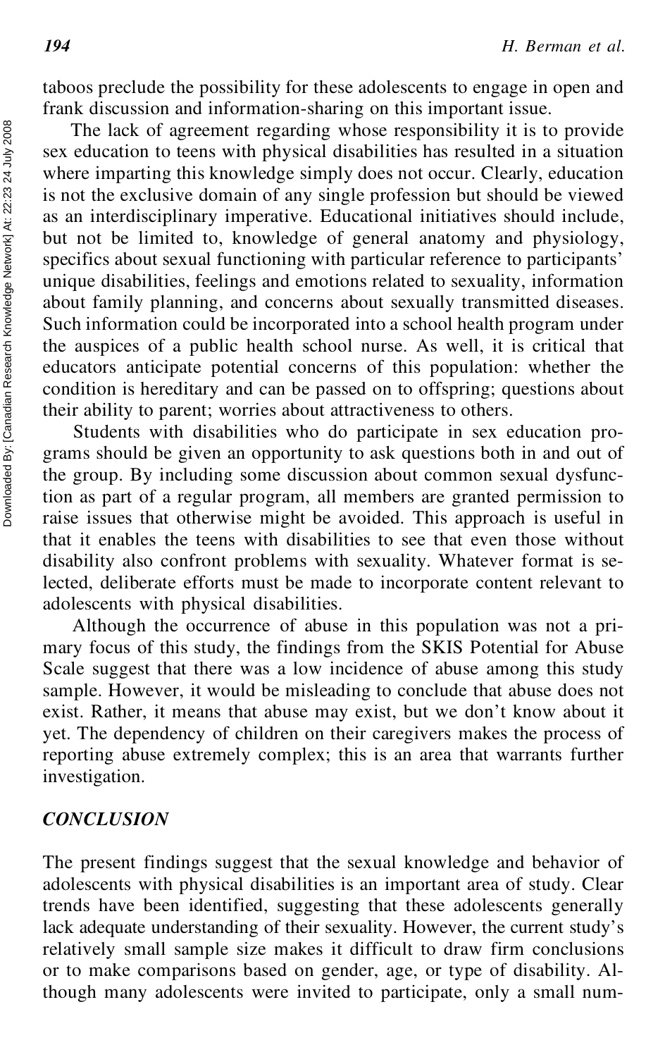taboos preclude the possibility for these adolescents to engage in open and frank discussion and information-sharing on this important issue.

The lack of agreement regarding whose responsibility it is to provide sex education to teens with physical disabilities has resulted in a situation where imparting this knowledge simply does not occur. Clearly, education is not the exclusive domain of any single profession but should be viewed as an interdisciplinary imperative. Educational initiatives should include, but not be limited to, knowledge of general anatomy and physiology, specifics about sexual functioning with particular reference to participants' unique disabilities, feelings and emotions related to sexuality, information about family planning, and concerns about sexually transmitted diseases. Such information could be incorporated into a school health program under the auspices of a public health school nurse. As well, it is critical that educators anticipate potential concerns of this population: whether the condition is hereditary and can be passed on to offspring; questions about their ability to parent; worries about attractiveness to others.

Students with disabilities who do participate in sex education programs should be given an opportunity to ask questions both in and out of the group. By including some discussion about common sexual dysfunction as part of a regular program, all members are granted permission to raise issues that otherwise might be avoided. This approach is useful in that it enables the teens with disabilities to see that even those without disability also confront problems with sexuality. Whatever format is selected, deliberate efforts must be made to incorporate content relevant to adolescents with physical disabilities.

Although the occurrence of abuse in this population was not a primary focus of this study, the findings from the SKIS Potential for Abuse Scale suggest that there was a low incidence of abuse among this study sample. However, it would be misleading to conclude that abuse does not exist. Rather, it means that abuse may exist, but we don't know about it yet. The dependency of children on their caregivers makes the process of reporting abuse extremely complex; this is an area that warrants further investigation.

## *CONCLUSION*

The present findings suggest that the sexual knowledge and behavior of adolescents with physical disabilities is an important area of study. Clear trends have been identified, suggesting that these adolescents generally lack adequate understanding of their sexuality. However, the current study's relatively small sample size makes it difficult to draw firm conclusions or to make comparisons based on gender, age, or type of disability. Although many adolescents were invited to participate, only a small num-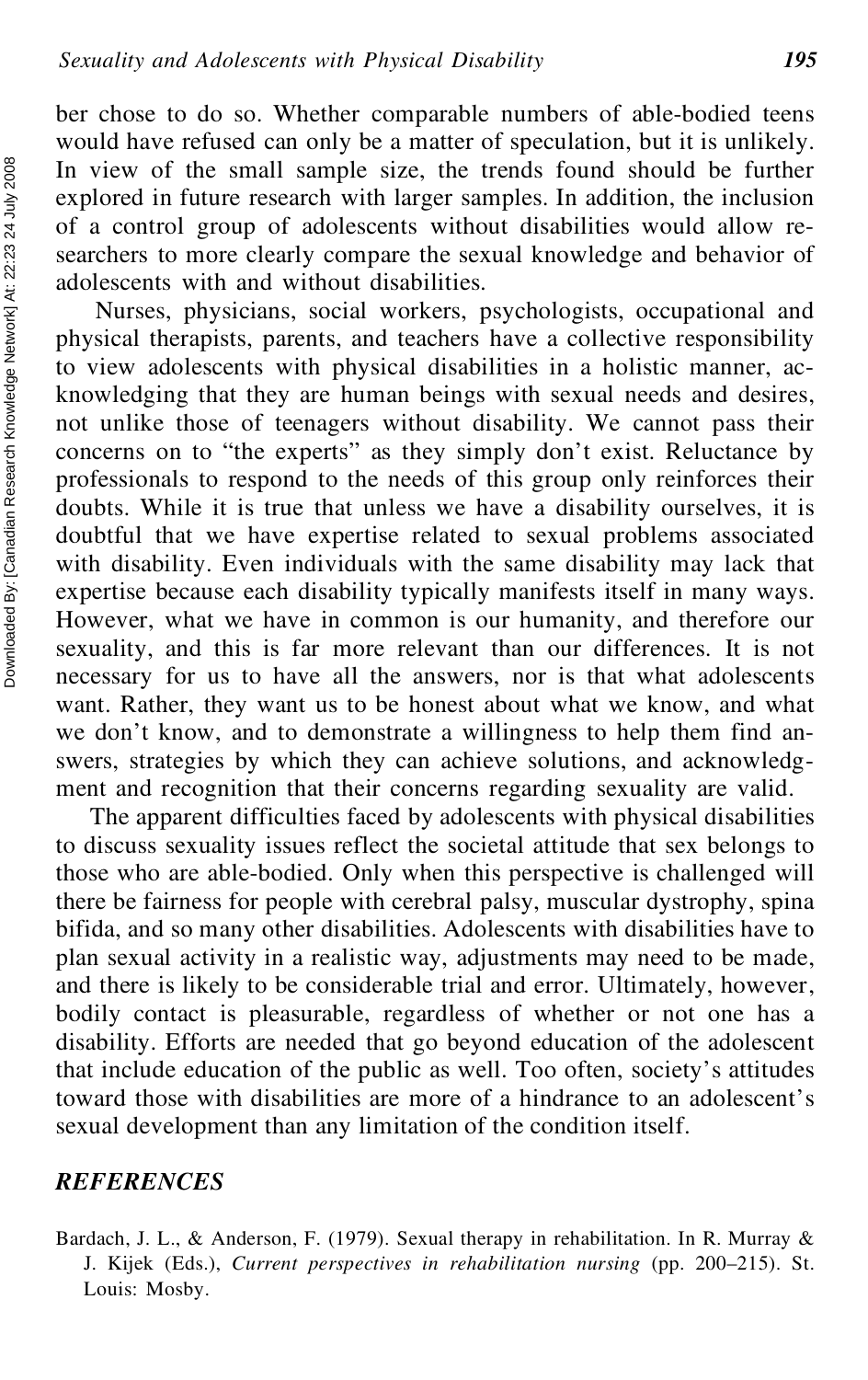ber chose to do so. Whether comparable numbers of able-bodied teens would have refused can only be a matter of speculation, but it is unlikely. In view of the small sample size, the trends found should be further explored in future research with larger samples. In addition, the inclusion of a control group of adolescents without disabilities would allow researchers to more clearly compare the sexual knowledge and behavior of adolescents with and without disabilities.

Nurses, physicians, social workers, psychologists, occupational and physical therapists, parents, and teachers have a collective responsibility to view adolescents with physical disabilities in a holistic manner, acknowledging that they are human beings with sexual needs and desires, not unlike those of teenagers without disability. We cannot pass their concerns on to "the experts" as they simply don't exist. Reluctance by professionals to respond to the needs of this group only reinforces their doubts. While it is true that unless we have a disability ourselves, it is doubtful that we have expertise related to sexual problems associated with disability. Even individuals with the same disability may lack that expertise because each disability typically manifests itself in many ways. However, what we have in common is our humanity, and therefore our sexuality, and this is far more relevant than our differences. It is not necessary for us to have all the answers, nor is that what adolescents want. Rather, they want us to be honest about what we know, and what we don't know, and to demonstrate a willingness to help them find answers, strategies by which they can achieve solutions, and acknowledgment and recognition that their concerns regarding sexuality are valid.

The apparent difficulties faced by adolescents with physical disabilities to discuss sexuality issues reflect the societal attitude that sex belongs to those who are able-bodied. Only when this perspective is challenged will there be fairness for people with cerebral palsy, muscular dystrophy, spina bifida, and so many other disabilities. Adolescents with disabilities have to plan sexual activity in a realistic way, adjustments may need to be made, and there is likely to be considerable trial and error. Ultimately, however, bodily contact is pleasurable, regardless of whether or not one has a disability. Efforts are needed that go beyond education of the adolescent that include education of the public as well. Too often, society's attitudes toward those with disabilities are more of a hindrance to an adolescent's sexual development than any limitation of the condition itself.

## REFERENCES

Bardach, J. L., & Anderson, F. (1979). Sexual therapy in rehabilitation. In R. Murray & J. Kijek (Eds.), *Current perspectives in rehabilitation nursing* (pp. 200–215). St. Louis: Mosby.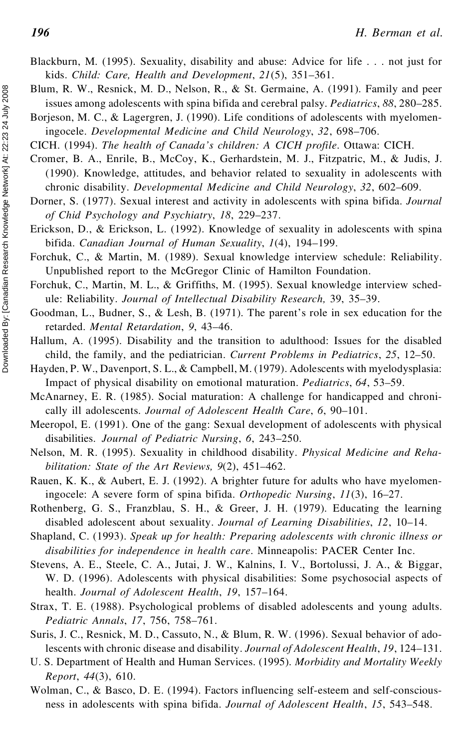Blackburn, M. (1995). Sexuality, disability and abuse: Advice for life . . . not just for kids. *Child: Care, Health and Development*, *21*(5), 351–361.

Blum, R. W., Resnick, M. D., Nelson, R., & St. Germaine, A. (1991). Family and peer issues among adolescents with spina bifida and cerebral palsy. *Pediatrics*, *88*, 280–285.

Borjeson, M. C., & Lagergren, J. (1990). Life conditions of adolescents with myelomeningocele. *Developmental Medicine and Child Neurology*, *32*, 698–706.

CICH. (1994). *The health of Canada's children: A CICH profile*. Ottawa: CICH.

Cromer, B. A., Enrile, B., McCoy, K., Gerhardstein, M. J., Fitzpatric, M., & Judis, J. (1990). Knowledge, attitudes, and behavior related to sexuality in adolescents with chronic disability. *Developmental Medicine and Child Neurology*, *32*, 602–609.

Dorner, S. (1977). Sexual interest and activity in adolescents with spina bifida. *Journal of Chid Psychology and Psychiatry*, *18*, 229–237.

Erickson, D., & Erickson, L. (1992). Knowledge of sexuality in adolescents with spina bifida. *Canadian Journal of Human Sexuality*, *1*(4), 194–199.

Forchuk, C., & Martin, M. (1989). Sexual knowledge interview schedule: Reliability. Unpublished report to the McGregor Clinic of Hamilton Foundation.

Forchuk, C., Martin, M. L., & Griffiths, M. (1995). Sexual knowledge interview schedule: Reliability. *Journal of Intellectual Disability Research,* 39, 35–39.

Goodman, L., Budner, S., & Lesh, B. (1971). The parent's role in sex education for the retarded. *Mental Retardation*, *9*, 43–46.

Hallum, A. (1995). Disability and the transition to adulthood: Issues for the disabled child, the family, and the pediatrician. *Current Problems in Pediatrics*, *25*, 12–50.

Hayden, P. W., Davenport, S. L., & Campbell, M. (1979). Adolescents with myelodysplasia: Impact of physical disability on emotional maturation. *Pediatrics*, *64*, 53–59.

McAnarney, E. R. (1985). Social maturation: A challenge for handicapped and chronically ill adolescents. *Journal of Adolescent Health Care*, *6*, 90–101.

Meeropol, E. (1991). One of the gang: Sexual development of adolescents with physical disabilities. *Journal of Pediatric Nursing*, *6*, 243–250.

Nelson, M. R. (1995). Sexuality in childhood disability. *Physical Medicine and Rehabilitation: State of the Art Reviews, 9*(2), 451–462.

Rauen, K. K., & Aubert, E. J. (1992). A brighter future for adults who have myelomeningocele: A severe form of spina bifida. *Orthopedic Nursing*, *11*(3), 16–27.

Rothenberg, G. S., Franzblau, S. H., & Greer, J. H. (1979). Educating the learning disabled adolescent about sexuality. *Journal of Learning Disabilities*, *12*, 10–14.

Shapland, C. (1993). *Speak up for health: Preparing adolescents with chronic illness or disabilities for independence in health care*. Minneapolis: PACER Center Inc.

Stevens, A. E., Steele, C. A., Jutai, J. W., Kalnins, I. V., Bortolussi, J. A., & Biggar, W. D. (1996). Adolescents with physical disabilities: Some psychosocial aspects of health. *Journal of Adolescent Health*, *19*, 157–164.

Strax, T. E. (1988). Psychological problems of disabled adolescents and young adults. *Pediatric Annals*, *17*, 756, 758–761.

Suris, J. C., Resnick, M. D., Cassuto, N., & Blum, R. W. (1996). Sexual behavior of adolescents with chronic disease and disability. *Journal of Adolescent Health*, *19*, 124–131.

U. S. Department of Health and Human Services. (1995). *Morbidity and Mortality Weekly Report*, *44*(3), 610.

Wolman, C., & Basco, D. E. (1994). Factors influencing self-esteem and self-consciousness in adolescents with spina bifida. *Journal of Adolescent Health*, *15*, 543–548.